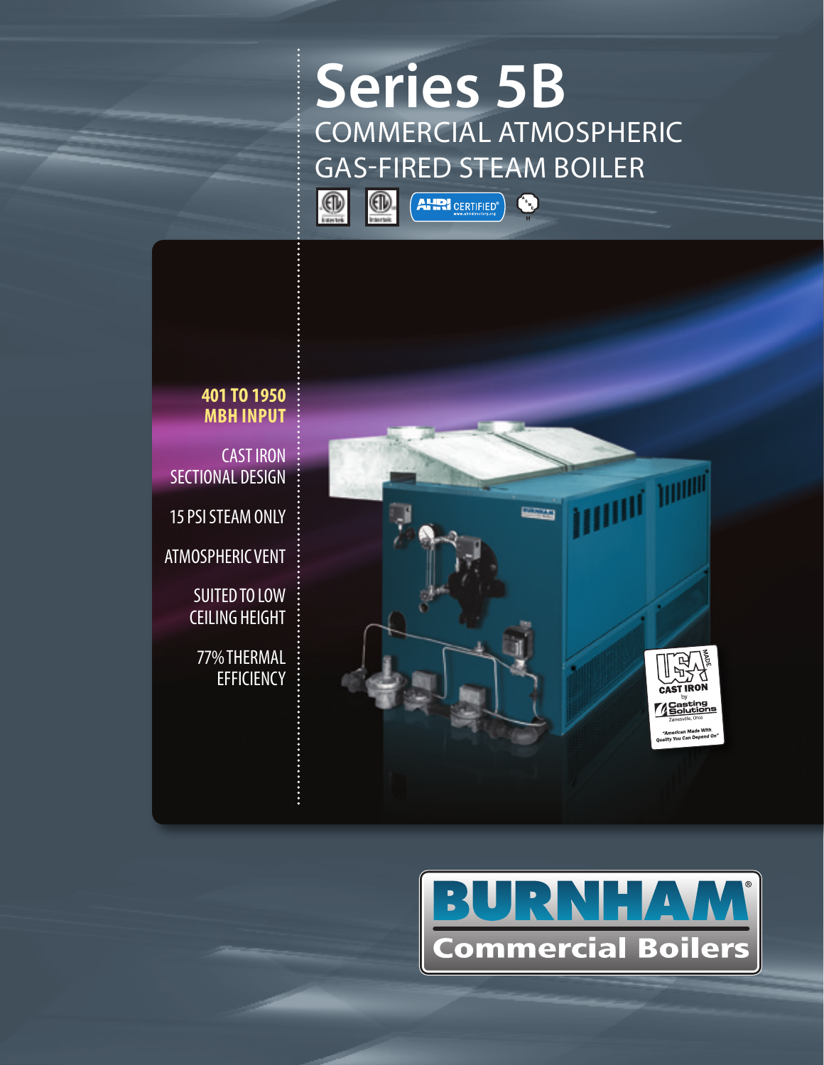# Series 5B

## COMMERCIAL ATMOSPHERIC GAS-FIRED STEAM BOILER

**401 TO 1950 MBH INPUT**

CAST IRON SECTIONAL DESIGN

15 PSI STEAM ONLY

ATMOSPHERIC VENT

SUITED TO LOW CEILING HEIGHT

77% THERMAL EFFICIENCY

**BURNHAM**

**Commercial Boilers**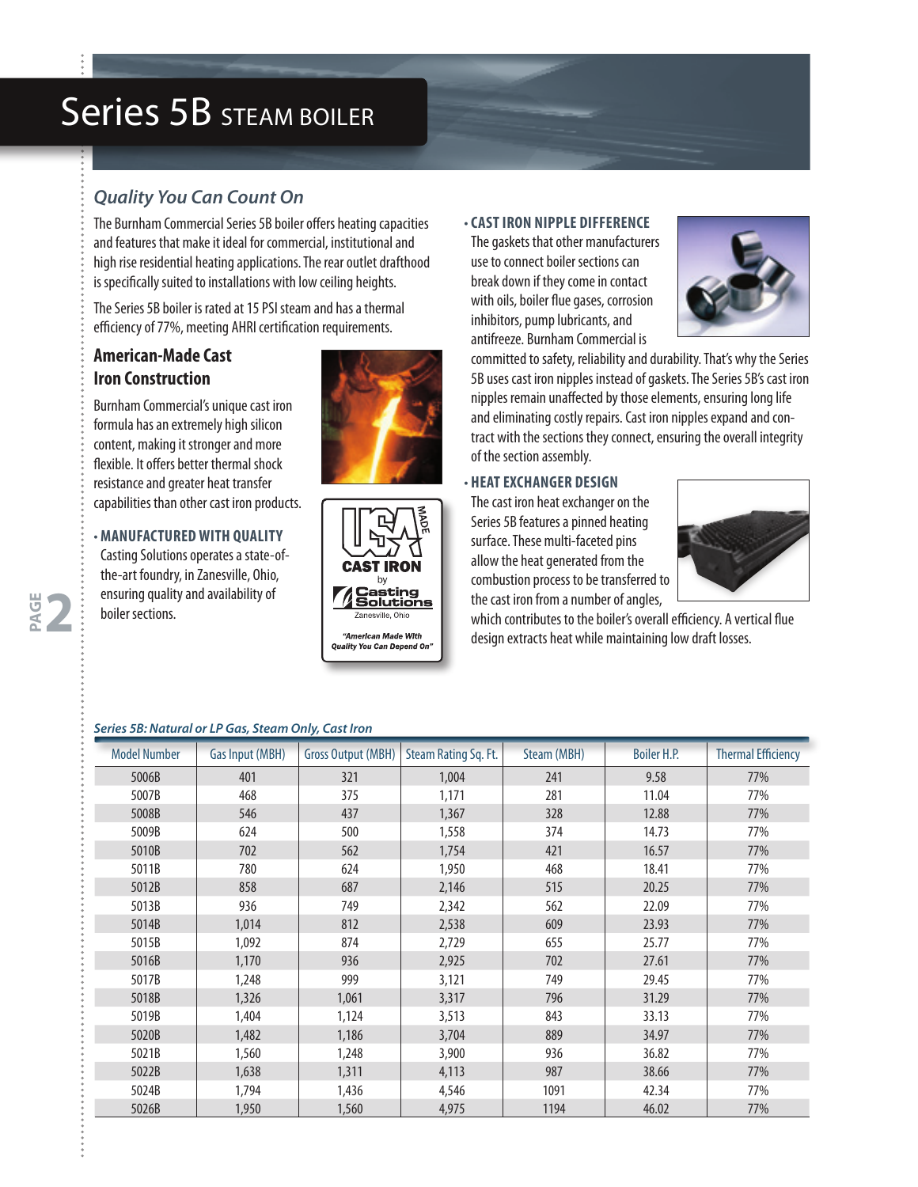# Series 5B STEAM BOILER

## *Quality You Can Count On*

The Burnham Commercial Series 5B boiler offers heating capacities and features that make it ideal for commercial, institutional and high rise residential heating applications. The rear outlet drafthood is specifically suited to installations with low ceiling heights.

The Series 5B boiler is rated at 15 PSI steam and has a thermal efficiency of 77%, meeting AHRI certification requirements.

### American-Made Cast Iron Construction

Burnham Commercial's unique cast iron formula has an extremely high silicon content, making it stronger and more flexible. It offers better thermal shock resistance and greater heat transfer capabilities than other cast iron products.

- **MANUFACTURED WITH QUALITY**
  Casting Solutions operates a state-of-the-art foundry, in Zanesville, Ohio, ensuring quality and availability of boiler sections.

USA MADE CAST IRON by Casting Solutions Zanesville, Ohio
"American Made With Quality You Can Depend On"

- **CAST IRON NIPPLE DIFFERENCE**
  The gaskets that other manufacturers use to connect boiler sections can break down if they come in contact with oils, boiler flue gases, corrosion inhibitors, pump lubricants, and antifreeze. Burnham Commercial is committed to safety, reliability and durability. That's why the Series 5B uses cast iron nipples instead of gaskets. The Series 5B's cast iron nipples remain unaffected by those elements, ensuring long life and eliminating costly repairs. Cast iron nipples expand and contract with the sections they connect, ensuring the overall integrity of the section assembly.

- **HEAT EXCHANGER DESIGN**
  The cast iron heat exchanger on the Series 5B features a pinned heating surface. These multi-faceted pins allow the heat generated from the combustion process to be transferred to the cast iron from a number of angles, which contributes to the boiler's overall efficiency. A vertical flue design extracts heat while maintaining low draft losses.

*Series 5B: Natural or LP Gas, Steam Only, Cast Iron*

| Model Number | Gas Input (MBH) | Gross Output (MBH) | Steam Rating Sq. Ft. | Steam (MBH) | Boiler H.P. | Thermal Efficiency |
|---|---|---|---|---|---|---|
| 5006B | 401 | 321 | 1,004 | 241 | 9.58 | 77% |
| 5007B | 468 | 375 | 1,171 | 281 | 11.04 | 77% |
| 5008B | 546 | 437 | 1,367 | 328 | 12.88 | 77% |
| 5009B | 624 | 500 | 1,558 | 374 | 14.73 | 77% |
| 5010B | 702 | 562 | 1,754 | 421 | 16.57 | 77% |
| 5011B | 780 | 624 | 1,950 | 468 | 18.41 | 77% |
| 5012B | 858 | 687 | 2,146 | 515 | 20.25 | 77% |
| 5013B | 936 | 749 | 2,342 | 562 | 22.09 | 77% |
| 5014B | 1,014 | 812 | 2,538 | 609 | 23.93 | 77% |
| 5015B | 1,092 | 874 | 2,729 | 655 | 25.77 | 77% |
| 5016B | 1,170 | 936 | 2,925 | 702 | 27.61 | 77% |
| 5017B | 1,248 | 999 | 3,121 | 749 | 29.45 | 77% |
| 5018B | 1,326 | 1,061 | 3,317 | 796 | 31.29 | 77% |
| 5019B | 1,404 | 1,124 | 3,513 | 843 | 33.13 | 77% |
| 5020B | 1,482 | 1,186 | 3,704 | 889 | 34.97 | 77% |
| 5021B | 1,560 | 1,248 | 3,900 | 936 | 36.82 | 77% |
| 5022B | 1,638 | 1,311 | 4,113 | 987 | 38.66 | 77% |
| 5024B | 1,794 | 1,436 | 4,546 | 1091 | 42.34 | 77% |
| 5026B | 1,950 | 1,560 | 4,975 | 1194 | 46.02 | 77% |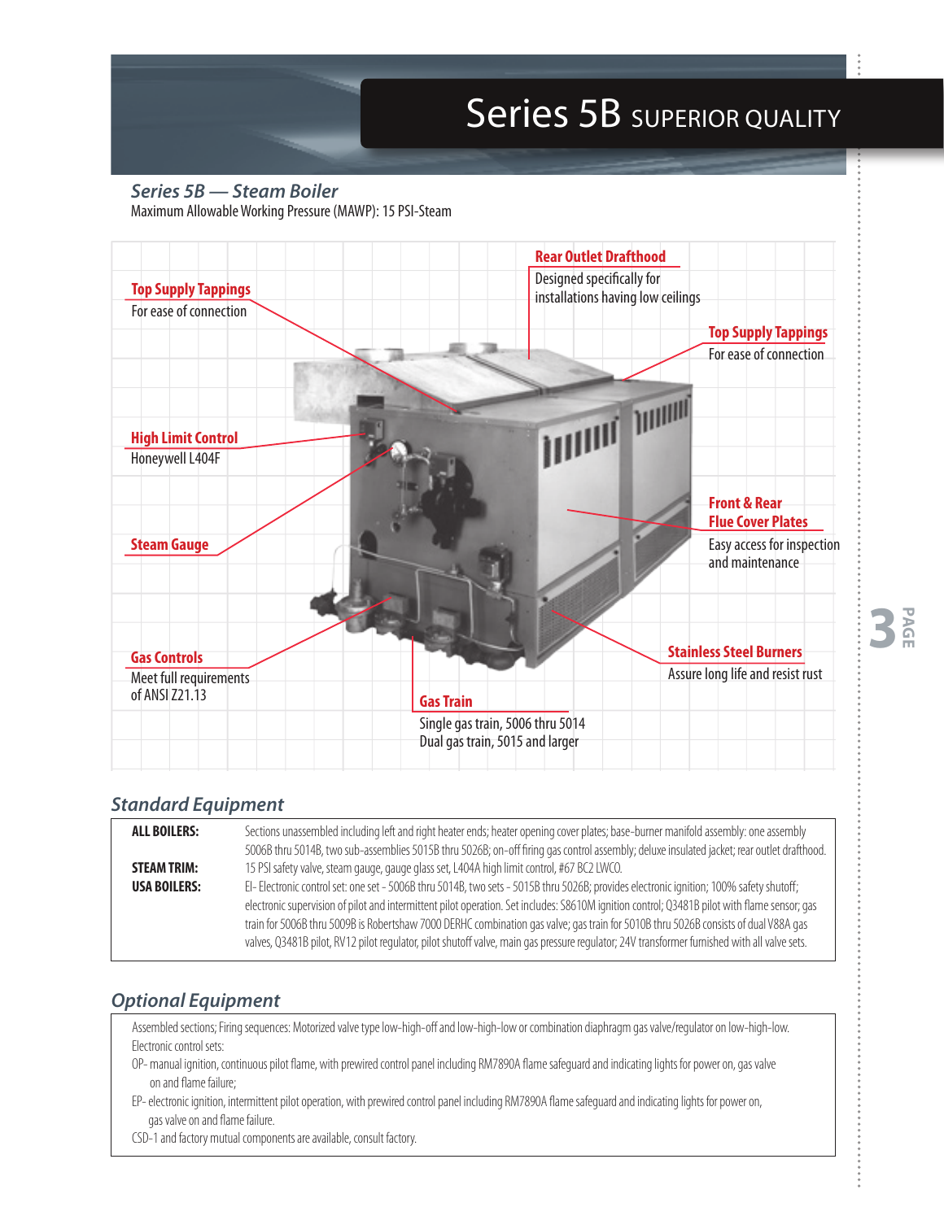# Series 5B SUPERIOR QUALITY

## *Series 5B — Steam Boiler*

Maximum Allowable Working Pressure (MAWP): 15 PSI-Steam

**Top Supply Tappings**
For ease of connection

**Rear Outlet Drafthood**
Designed specifically for installations having low ceilings

**Top Supply Tappings**
For ease of connection

**High Limit Control**
Honeywell L404F

**Steam Gauge**

**Front & Rear Flue Cover Plates**
Easy access for inspection and maintenance

**Gas Controls**
Meet full requirements of ANSI Z21.13

**Stainless Steel Burners**
Assure long life and resist rust

**Gas Train**
Single gas train, 5006 thru 5014
Dual gas train, 5015 and larger

## *Standard Equipment*

| | |
|---|---|
| **ALL BOILERS:** | Sections unassembled including left and right heater ends; heater opening cover plates; base-burner manifold assembly: one assembly 5006B thru 5014B, two sub-assemblies 5015B thru 5026B; on-off firing gas control assembly; deluxe insulated jacket; rear outlet drafthood. |
| **STEAM TRIM:** | 15 PSI safety valve, steam gauge, gauge glass set, L404A high limit control, #67 BC2 LWCO. |
| **USA BOILERS:** | EI- Electronic control set: one set - 5006B thru 5014B, two sets - 5015B thru 5026B; provides electronic ignition; 100% safety shutoff; electronic supervision of pilot and intermittent pilot operation. Set includes: S8610M ignition control; Q3481B pilot with flame sensor; gas train for 5006B thru 5009B is Robertshaw 7000 DERHC combination gas valve; gas train for 5010B thru 5026B consists of dual V88A gas valves, Q3481B pilot, RV12 pilot regulator, pilot shutoff valve, main gas pressure regulator; 24V transformer furnished with all valve sets. |

## *Optional Equipment*

Assembled sections; Firing sequences: Motorized valve type low-high-off and low-high-low or combination diaphragm gas valve/regulator on low-high-low.

Electronic control sets:

OP- manual ignition, continuous pilot flame, with prewired control panel including RM7890A flame safeguard and indicating lights for power on, gas valve on and flame failure;

EP- electronic ignition, intermittent pilot operation, with prewired control panel including RM7890A flame safeguard and indicating lights for power on, gas valve on and flame failure.

CSD-1 and factory mutual components are available, consult factory.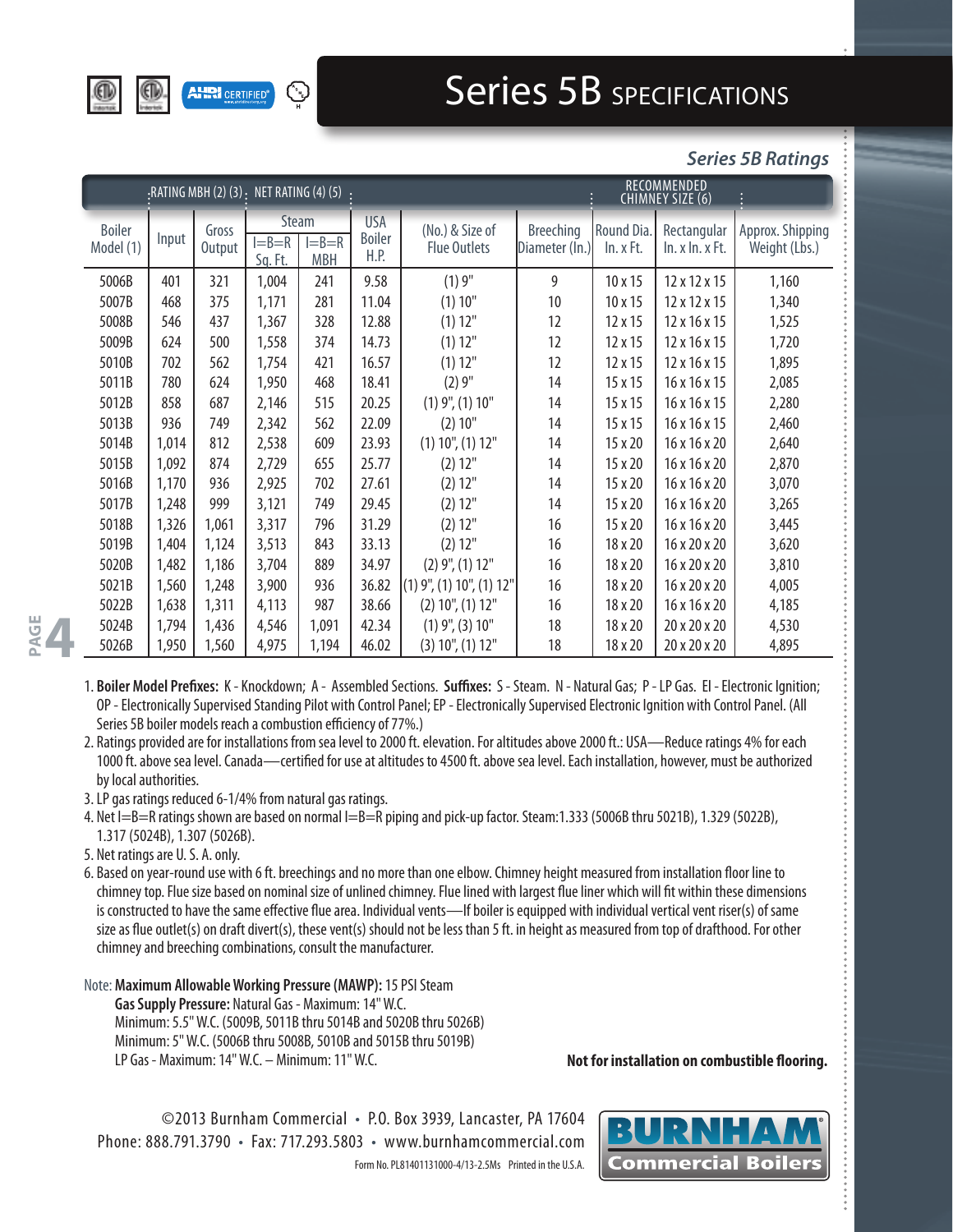# Series 5B SPECIFICATIONS

### *Series 5B Ratings*

| | RATING MBH (2) (3) | | NET RATING (4) (5) | | | | | RECOMMENDED CHIMNEY SIZE (6) | | |
|---|---|---|---|---|---|---|---|---|---|---|
| Boiler Model (1) | Input | Gross Output | Steam | | USA Boiler H.P. | (No.) & Size of Flue Outlets | Breeching Diameter (In.) | Round Dia. In. x Ft. | Rectangular In. x In. x Ft. | Approx. Shipping Weight (Lbs.) |
| | | | I=B=R Sq. Ft. | I=B=R MBH | | | | | | |
| 5006B | 401 | 321 | 1,004 | 241 | 9.58 | (1) 9" | 9 | 10 x 15 | 12 x 12 x 15 | 1,160 |
| 5007B | 468 | 375 | 1,171 | 281 | 11.04 | (1) 10" | 10 | 10 x 15 | 12 x 12 x 15 | 1,340 |
| 5008B | 546 | 437 | 1,367 | 328 | 12.88 | (1) 12" | 12 | 12 x 15 | 12 x 16 x 15 | 1,525 |
| 5009B | 624 | 500 | 1,558 | 374 | 14.73 | (1) 12" | 12 | 12 x 15 | 12 x 16 x 15 | 1,720 |
| 5010B | 702 | 562 | 1,754 | 421 | 16.57 | (1) 12" | 12 | 12 x 15 | 12 x 16 x 15 | 1,895 |
| 5011B | 780 | 624 | 1,950 | 468 | 18.41 | (2) 9" | 14 | 15 x 15 | 16 x 16 x 15 | 2,085 |
| 5012B | 858 | 687 | 2,146 | 515 | 20.25 | (1) 9", (1) 10" | 14 | 15 x 15 | 16 x 16 x 15 | 2,280 |
| 5013B | 936 | 749 | 2,342 | 562 | 22.09 | (2) 10" | 14 | 15 x 15 | 16 x 16 x 15 | 2,460 |
| 5014B | 1,014 | 812 | 2,538 | 609 | 23.93 | (1) 10", (1) 12" | 14 | 15 x 20 | 16 x 16 x 20 | 2,640 |
| 5015B | 1,092 | 874 | 2,729 | 655 | 25.77 | (2) 12" | 14 | 15 x 20 | 16 x 16 x 20 | 2,870 |
| 5016B | 1,170 | 936 | 2,925 | 702 | 27.61 | (2) 12" | 14 | 15 x 20 | 16 x 16 x 20 | 3,070 |
| 5017B | 1,248 | 999 | 3,121 | 749 | 29.45 | (2) 12" | 14 | 15 x 20 | 16 x 16 x 20 | 3,265 |
| 5018B | 1,326 | 1,061 | 3,317 | 796 | 31.29 | (2) 12" | 16 | 15 x 20 | 16 x 16 x 20 | 3,445 |
| 5019B | 1,404 | 1,124 | 3,513 | 843 | 33.13 | (2) 12" | 16 | 18 x 20 | 16 x 20 x 20 | 3,620 |
| 5020B | 1,482 | 1,186 | 3,704 | 889 | 34.97 | (2) 9", (1) 12" | 16 | 18 x 20 | 16 x 20 x 20 | 3,810 |
| 5021B | 1,560 | 1,248 | 3,900 | 936 | 36.82 | (1) 9", (1) 10", (1) 12" | 16 | 18 x 20 | 16 x 20 x 20 | 4,005 |
| 5022B | 1,638 | 1,311 | 4,113 | 987 | 38.66 | (2) 10", (1) 12" | 16 | 18 x 20 | 16 x 16 x 20 | 4,185 |
| 5024B | 1,794 | 1,436 | 4,546 | 1,091 | 42.34 | (1) 9", (3) 10" | 18 | 18 x 20 | 20 x 20 x 20 | 4,530 |
| 5026B | 1,950 | 1,560 | 4,975 | 1,194 | 46.02 | (3) 10", (1) 12" | 18 | 18 x 20 | 20 x 20 x 20 | 4,895 |

1. **Boiler Model Prefixes:** K - Knockdown; A - Assembled Sections. **Suffixes:** S - Steam. N - Natural Gas; P - LP Gas. EI - Electronic Ignition; OP - Electronically Supervised Standing Pilot with Control Panel; EP - Electronically Supervised Electronic Ignition with Control Panel. (All Series 5B boiler models reach a combustion efficiency of 77%.)
2. Ratings provided are for installations from sea level to 2000 ft. elevation. For altitudes above 2000 ft.: USA—Reduce ratings 4% for each 1000 ft. above sea level. Canada—certified for use at altitudes to 4500 ft. above sea level. Each installation, however, must be authorized by local authorities.
3. LP gas ratings reduced 6-1/4% from natural gas ratings.
4. Net I=B=R ratings shown are based on normal I=B=R piping and pick-up factor. Steam:1.333 (5006B thru 5021B), 1.329 (5022B), 1.317 (5024B), 1.307 (5026B).
5. Net ratings are U. S. A. only.
6. Based on year-round use with 6 ft. breechings and no more than one elbow. Chimney height measured from installation floor line to chimney top. Flue size based on nominal size of unlined chimney. Flue lined with largest flue liner which will fit within these dimensions is constructed to have the same effective flue area. Individual vents—If boiler is equipped with individual vertical vent riser(s) of same size as flue outlet(s) on draft divert(s), these vent(s) should not be less than 5 ft. in height as measured from top of drafthood. For other chimney and breeching combinations, consult the manufacturer.

Note: **Maximum Allowable Working Pressure (MAWP):** 15 PSI Steam
**Gas Supply Pressure:** Natural Gas - Maximum: 14" W.C.
Minimum: 5.5" W.C. (5009B, 5011B thru 5014B and 5020B thru 5026B)
Minimum: 5" W.C. (5006B thru 5008B, 5010B and 5015B thru 5019B)
LP Gas - Maximum: 14" W.C. – Minimum: 11" W.C.

**Not for installation on combustible flooring.**

©2013 Burnham Commercial • P.O. Box 3939, Lancaster, PA 17604
Phone: 888.791.3790 • Fax: 717.293.5803 • www.burnhamcommercial.com
Form No. PL81401131000-4/13-2.5Ms Printed in the U.S.A.

BURNHAM Commercial Boilers